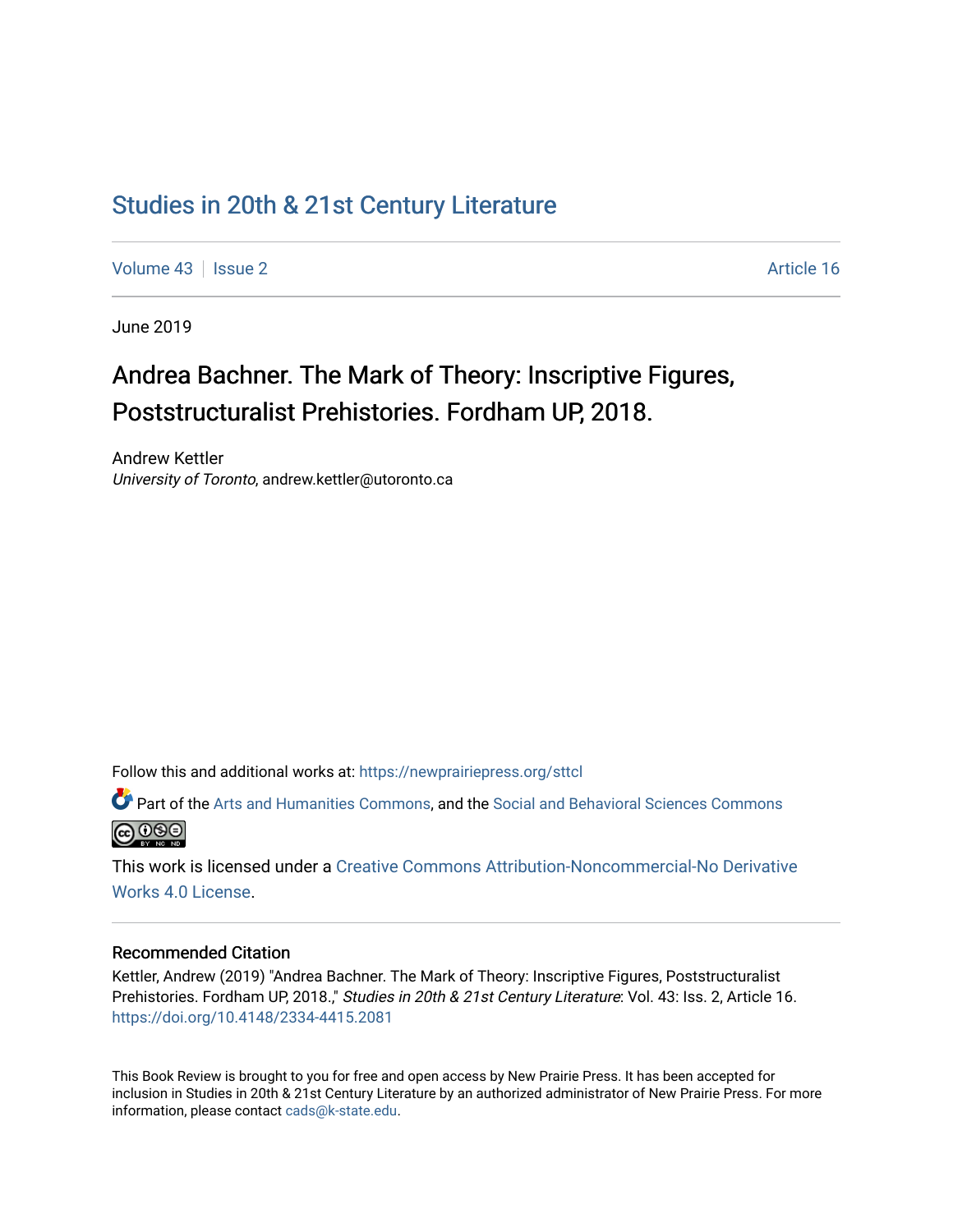# Studies in 20th & 21st Century Literature

Volume 43 | Issue 2 | Article 16

June 2019

## Andrea Bachner. The Mark of Theory: Inscriptive Figures, Poststructuralist Prehistories. Fordham UP, 2018.

Andrew Kettler
*University of Toronto*, andrew.kettler@utoronto.ca

Follow this and additional works at: https://newprairiepress.org/sttcl

Part of the Arts and Humanities Commons, and the Social and Behavioral Sciences Commons

This work is licensed under a Creative Commons Attribution-Noncommercial-No Derivative Works 4.0 License.

### Recommended Citation

Kettler, Andrew (2019) "Andrea Bachner. The Mark of Theory: Inscriptive Figures, Poststructuralist Prehistories. Fordham UP, 2018.," *Studies in 20th & 21st Century Literature*: Vol. 43: Iss. 2, Article 16. https://doi.org/10.4148/2334-4415.2081

This Book Review is brought to you for free and open access by New Prairie Press. It has been accepted for inclusion in Studies in 20th & 21st Century Literature by an authorized administrator of New Prairie Press. For more information, please contact cads@k-state.edu.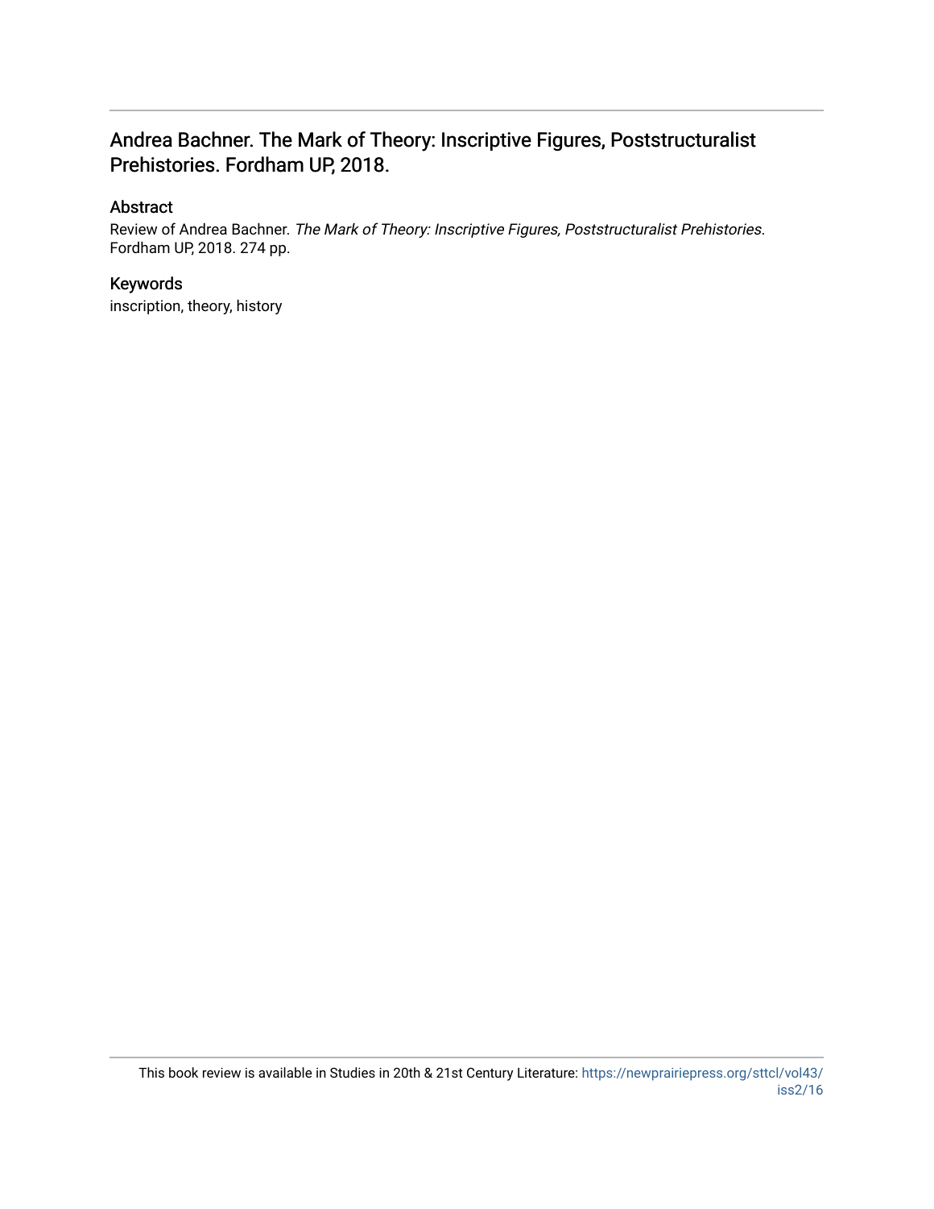# Andrea Bachner. The Mark of Theory: Inscriptive Figures, Poststructuralist Prehistories. Fordham UP, 2018.

## Abstract

Review of Andrea Bachner. *The Mark of Theory: Inscriptive Figures, Poststructuralist Prehistories.* Fordham UP, 2018. 274 pp.

## Keywords

inscription, theory, history

This book review is available in Studies in 20th & 21st Century Literature: https://newprairiepress.org/sttcl/vol43/iss2/16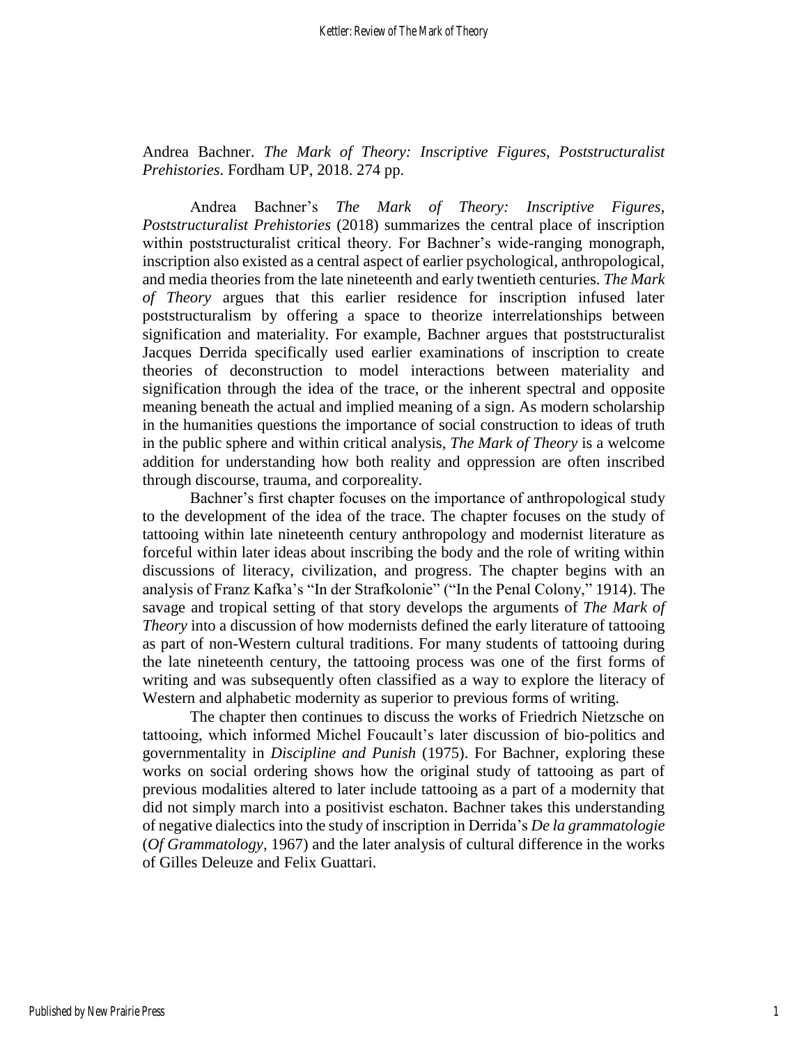Andrea Bachner. *The Mark of Theory: Inscriptive Figures, Poststructuralist Prehistories*. Fordham UP, 2018. 274 pp.

Andrea Bachner's *The Mark of Theory: Inscriptive Figures, Poststructuralist Prehistories* (2018) summarizes the central place of inscription within poststructuralist critical theory. For Bachner's wide-ranging monograph, inscription also existed as a central aspect of earlier psychological, anthropological, and media theories from the late nineteenth and early twentieth centuries. *The Mark of Theory* argues that this earlier residence for inscription infused later poststructuralism by offering a space to theorize interrelationships between signification and materiality. For example, Bachner argues that poststructuralist Jacques Derrida specifically used earlier examinations of inscription to create theories of deconstruction to model interactions between materiality and signification through the idea of the trace, or the inherent spectral and opposite meaning beneath the actual and implied meaning of a sign. As modern scholarship in the humanities questions the importance of social construction to ideas of truth in the public sphere and within critical analysis, *The Mark of Theory* is a welcome addition for understanding how both reality and oppression are often inscribed through discourse, trauma, and corporeality.

Bachner's first chapter focuses on the importance of anthropological study to the development of the idea of the trace. The chapter focuses on the study of tattooing within late nineteenth century anthropology and modernist literature as forceful within later ideas about inscribing the body and the role of writing within discussions of literacy, civilization, and progress. The chapter begins with an analysis of Franz Kafka's "In der Strafkolonie" ("In the Penal Colony," 1914). The savage and tropical setting of that story develops the arguments of *The Mark of Theory* into a discussion of how modernists defined the early literature of tattooing as part of non-Western cultural traditions. For many students of tattooing during the late nineteenth century, the tattooing process was one of the first forms of writing and was subsequently often classified as a way to explore the literacy of Western and alphabetic modernity as superior to previous forms of writing.

The chapter then continues to discuss the works of Friedrich Nietzsche on tattooing, which informed Michel Foucault's later discussion of bio-politics and governmentality in *Discipline and Punish* (1975). For Bachner, exploring these works on social ordering shows how the original study of tattooing as part of previous modalities altered to later include tattooing as a part of a modernity that did not simply march into a positivist eschaton. Bachner takes this understanding of negative dialectics into the study of inscription in Derrida's *De la grammatologie* (*Of Grammatology*, 1967) and the later analysis of cultural difference in the works of Gilles Deleuze and Felix Guattari.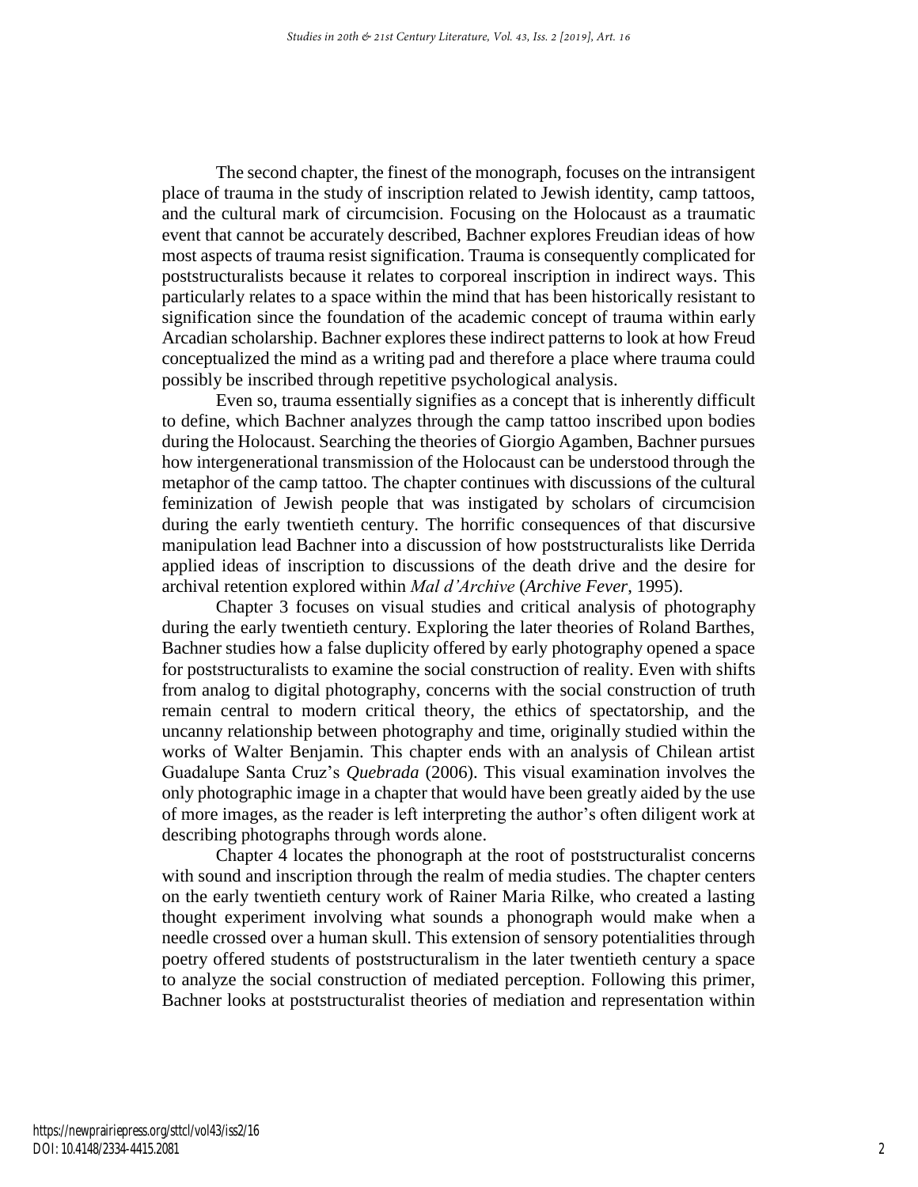The second chapter, the finest of the monograph, focuses on the intransigent place of trauma in the study of inscription related to Jewish identity, camp tattoos, and the cultural mark of circumcision. Focusing on the Holocaust as a traumatic event that cannot be accurately described, Bachner explores Freudian ideas of how most aspects of trauma resist signification. Trauma is consequently complicated for poststructuralists because it relates to corporeal inscription in indirect ways. This particularly relates to a space within the mind that has been historically resistant to signification since the foundation of the academic concept of trauma within early Arcadian scholarship. Bachner explores these indirect patterns to look at how Freud conceptualized the mind as a writing pad and therefore a place where trauma could possibly be inscribed through repetitive psychological analysis.

Even so, trauma essentially signifies as a concept that is inherently difficult to define, which Bachner analyzes through the camp tattoo inscribed upon bodies during the Holocaust. Searching the theories of Giorgio Agamben, Bachner pursues how intergenerational transmission of the Holocaust can be understood through the metaphor of the camp tattoo. The chapter continues with discussions of the cultural feminization of Jewish people that was instigated by scholars of circumcision during the early twentieth century. The horrific consequences of that discursive manipulation lead Bachner into a discussion of how poststructuralists like Derrida applied ideas of inscription to discussions of the death drive and the desire for archival retention explored within *Mal d'Archive* (*Archive Fever*, 1995).

Chapter 3 focuses on visual studies and critical analysis of photography during the early twentieth century. Exploring the later theories of Roland Barthes, Bachner studies how a false duplicity offered by early photography opened a space for poststructuralists to examine the social construction of reality. Even with shifts from analog to digital photography, concerns with the social construction of truth remain central to modern critical theory, the ethics of spectatorship, and the uncanny relationship between photography and time, originally studied within the works of Walter Benjamin. This chapter ends with an analysis of Chilean artist Guadalupe Santa Cruz's *Quebrada* (2006). This visual examination involves the only photographic image in a chapter that would have been greatly aided by the use of more images, as the reader is left interpreting the author's often diligent work at describing photographs through words alone.

Chapter 4 locates the phonograph at the root of poststructuralist concerns with sound and inscription through the realm of media studies. The chapter centers on the early twentieth century work of Rainer Maria Rilke, who created a lasting thought experiment involving what sounds a phonograph would make when a needle crossed over a human skull. This extension of sensory potentialities through poetry offered students of poststructuralism in the later twentieth century a space to analyze the social construction of mediated perception. Following this primer, Bachner looks at poststructuralist theories of mediation and representation within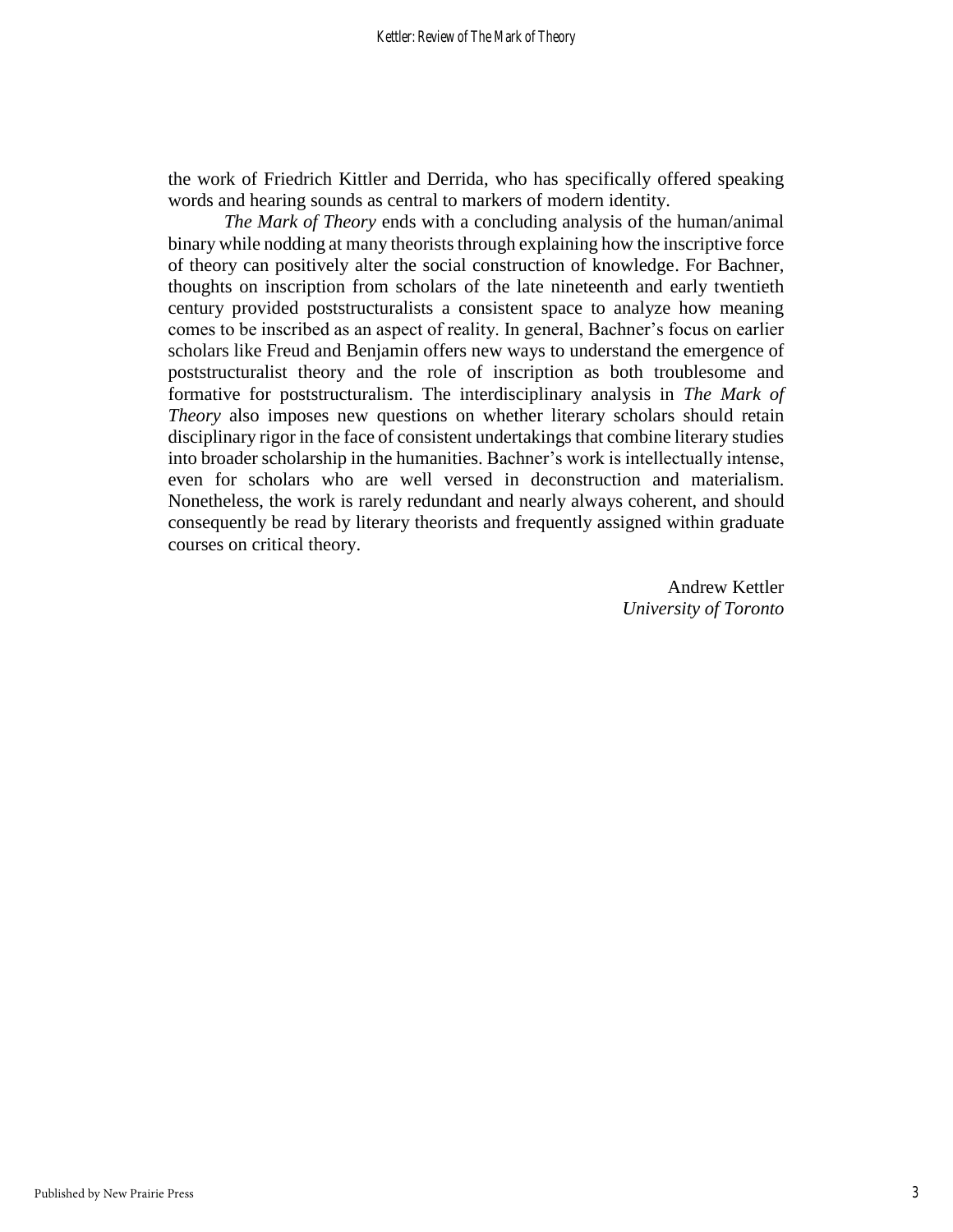the work of Friedrich Kittler and Derrida, who has specifically offered speaking words and hearing sounds as central to markers of modern identity.

*The Mark of Theory* ends with a concluding analysis of the human/animal binary while nodding at many theorists through explaining how the inscriptive force of theory can positively alter the social construction of knowledge. For Bachner, thoughts on inscription from scholars of the late nineteenth and early twentieth century provided poststructuralists a consistent space to analyze how meaning comes to be inscribed as an aspect of reality. In general, Bachner's focus on earlier scholars like Freud and Benjamin offers new ways to understand the emergence of poststructuralist theory and the role of inscription as both troublesome and formative for poststructuralism. The interdisciplinary analysis in *The Mark of Theory* also imposes new questions on whether literary scholars should retain disciplinary rigor in the face of consistent undertakings that combine literary studies into broader scholarship in the humanities. Bachner's work is intellectually intense, even for scholars who are well versed in deconstruction and materialism. Nonetheless, the work is rarely redundant and nearly always coherent, and should consequently be read by literary theorists and frequently assigned within graduate courses on critical theory.

Andrew Kettler
*University of Toronto*